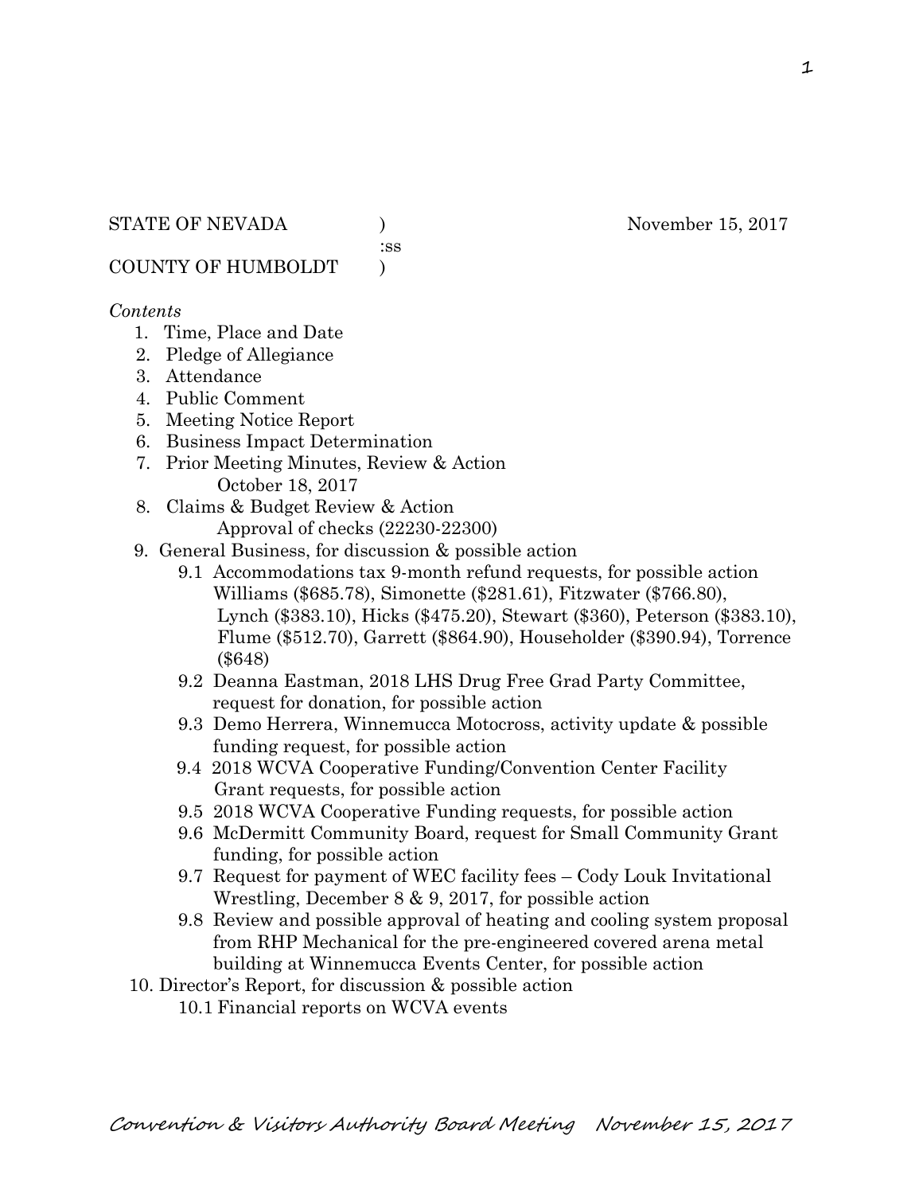STATE OF NEVADA ) November 15, 2017
:ss
COUNTY OF HUMBOLDT )

*Contents*

1. Time, Place and Date
2. Pledge of Allegiance
3. Attendance
4. Public Comment
5. Meeting Notice Report
6. Business Impact Determination
7. Prior Meeting Minutes, Review & Action
   October 18, 2017
8. Claims & Budget Review & Action
   Approval of checks (22230-22300)
9. General Business, for discussion & possible action
   - 9.1 Accommodations tax 9-month refund requests, for possible action
     Williams ($685.78), Simonette ($281.61), Fitzwater ($766.80), Lynch ($383.10), Hicks ($475.20), Stewart ($360), Peterson ($383.10), Flume ($512.70), Garrett ($864.90), Householder ($390.94), Torrence ($648)
   - 9.2 Deanna Eastman, 2018 LHS Drug Free Grad Party Committee, request for donation, for possible action
   - 9.3 Demo Herrera, Winnemucca Motocross, activity update & possible funding request, for possible action
   - 9.4 2018 WCVA Cooperative Funding/Convention Center Facility Grant requests, for possible action
   - 9.5 2018 WCVA Cooperative Funding requests, for possible action
   - 9.6 McDermitt Community Board, request for Small Community Grant funding, for possible action
   - 9.7 Request for payment of WEC facility fees – Cody Louk Invitational Wrestling, December 8 & 9, 2017, for possible action
   - 9.8 Review and possible approval of heating and cooling system proposal from RHP Mechanical for the pre-engineered covered arena metal building at Winnemucca Events Center, for possible action
10. Director's Report, for discussion & possible action
    - 10.1 Financial reports on WCVA events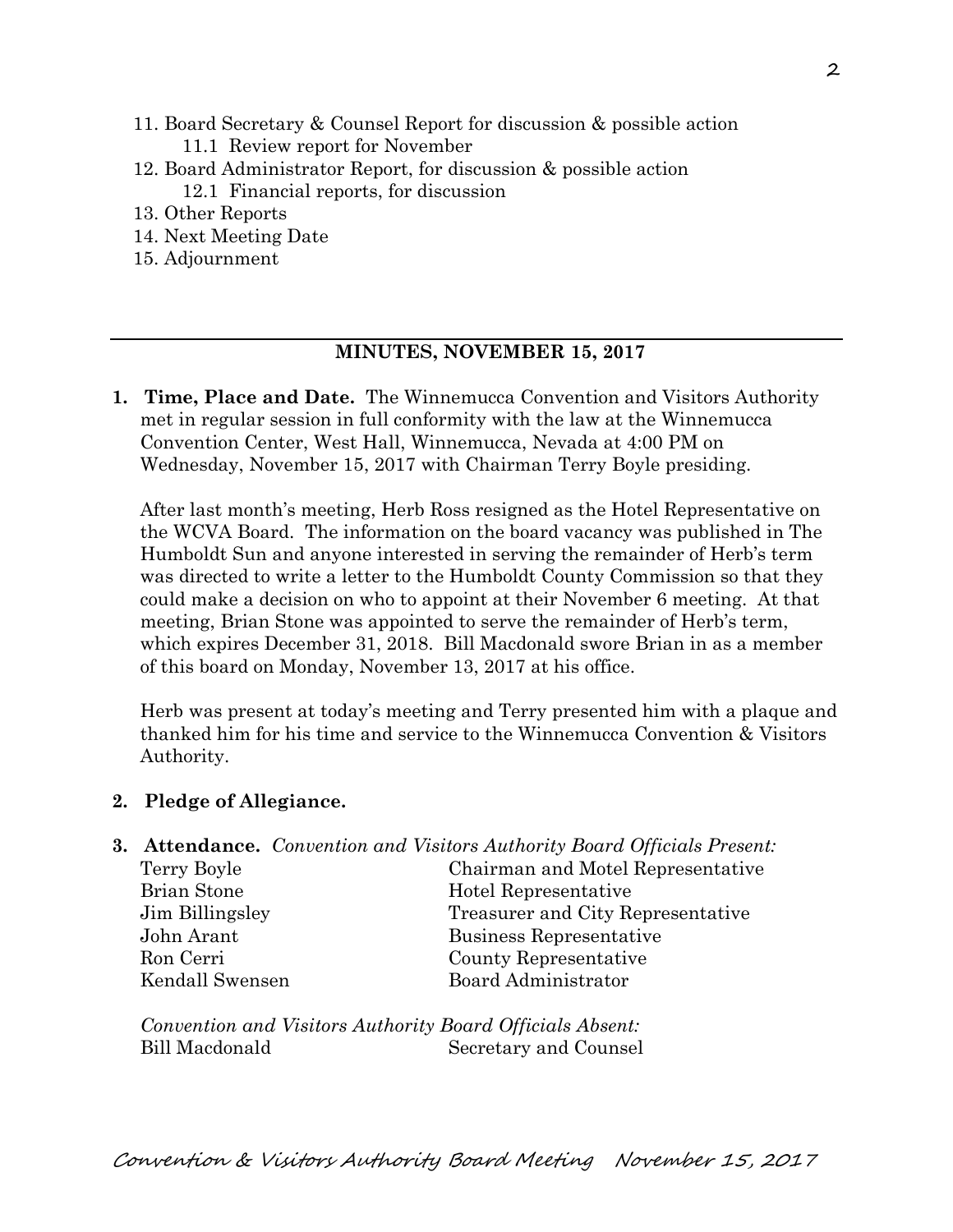11. Board Secretary & Counsel Report for discussion & possible action
    - 11.1 Review report for November
12. Board Administrator Report, for discussion & possible action
    - 12.1 Financial reports, for discussion
13. Other Reports
14. Next Meeting Date
15. Adjournment

---

## MINUTES, NOVEMBER 15, 2017

**1. Time, Place and Date.** The Winnemucca Convention and Visitors Authority met in regular session in full conformity with the law at the Winnemucca Convention Center, West Hall, Winnemucca, Nevada at 4:00 PM on Wednesday, November 15, 2017 with Chairman Terry Boyle presiding.

After last month's meeting, Herb Ross resigned as the Hotel Representative on the WCVA Board. The information on the board vacancy was published in The Humboldt Sun and anyone interested in serving the remainder of Herb's term was directed to write a letter to the Humboldt County Commission so that they could make a decision on who to appoint at their November 6 meeting. At that meeting, Brian Stone was appointed to serve the remainder of Herb's term, which expires December 31, 2018. Bill Macdonald swore Brian in as a member of this board on Monday, November 13, 2017 at his office.

Herb was present at today's meeting and Terry presented him with a plaque and thanked him for his time and service to the Winnemucca Convention & Visitors Authority.

**2. Pledge of Allegiance.**

**3. Attendance.** *Convention and Visitors Authority Board Officials Present:*

| | |
|---|---|
| Terry Boyle | Chairman and Motel Representative |
| Brian Stone | Hotel Representative |
| Jim Billingsley | Treasurer and City Representative |
| John Arant | Business Representative |
| Ron Cerri | County Representative |
| Kendall Swensen | Board Administrator |

*Convention and Visitors Authority Board Officials Absent:*

| | |
|---|---|
| Bill Macdonald | Secretary and Counsel |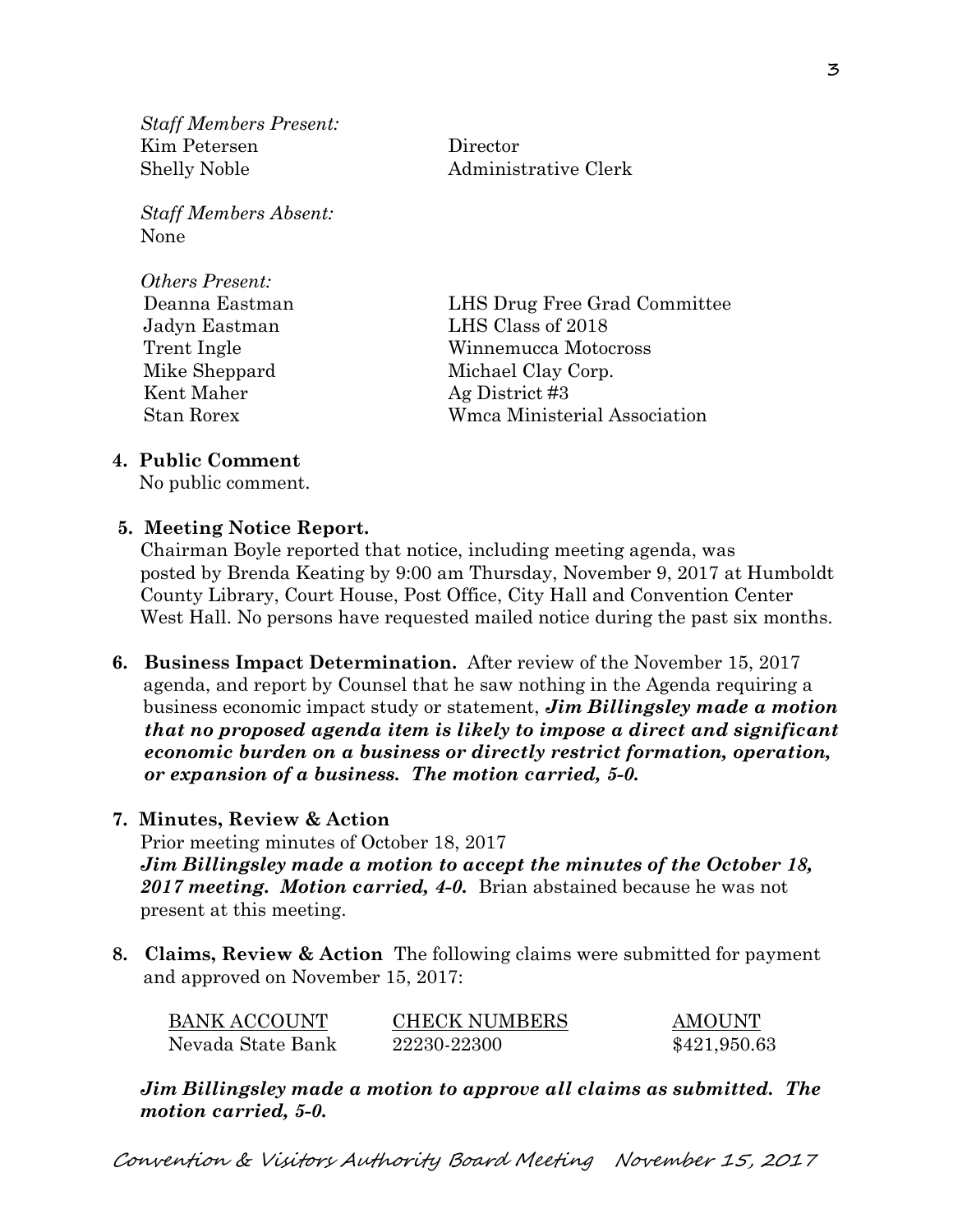*Staff Members Present:*

| | |
|---|---|
| Kim Petersen | Director |
| Shelly Noble | Administrative Clerk |

*Staff Members Absent:*
None

*Others Present:*

| | |
|---|---|
| Deanna Eastman | LHS Drug Free Grad Committee |
| Jadyn Eastman | LHS Class of 2018 |
| Trent Ingle | Winnemucca Motocross |
| Mike Sheppard | Michael Clay Corp. |
| Kent Maher | Ag District #3 |
| Stan Rorex | Wmca Ministerial Association |

**4. Public Comment**
No public comment.

**5. Meeting Notice Report.**
Chairman Boyle reported that notice, including meeting agenda, was posted by Brenda Keating by 9:00 am Thursday, November 9, 2017 at Humboldt County Library, Court House, Post Office, City Hall and Convention Center West Hall. No persons have requested mailed notice during the past six months.

**6. Business Impact Determination.** After review of the November 15, 2017 agenda, and report by Counsel that he saw nothing in the Agenda requiring a business economic impact study or statement, ***Jim Billingsley made a motion that no proposed agenda item is likely to impose a direct and significant economic burden on a business or directly restrict formation, operation, or expansion of a business. The motion carried, 5-0.***

**7. Minutes, Review & Action**
Prior meeting minutes of October 18, 2017
***Jim Billingsley made a motion to accept the minutes of the October 18, 2017 meeting. Motion carried, 4-0.*** Brian abstained because he was not present at this meeting.

**8. Claims, Review & Action** The following claims were submitted for payment and approved on November 15, 2017:

| BANK ACCOUNT | CHECK NUMBERS | AMOUNT |
|---|---|---|
| Nevada State Bank | 22230-22300 | $421,950.63 |

***Jim Billingsley made a motion to approve all claims as submitted. The motion carried, 5-0.***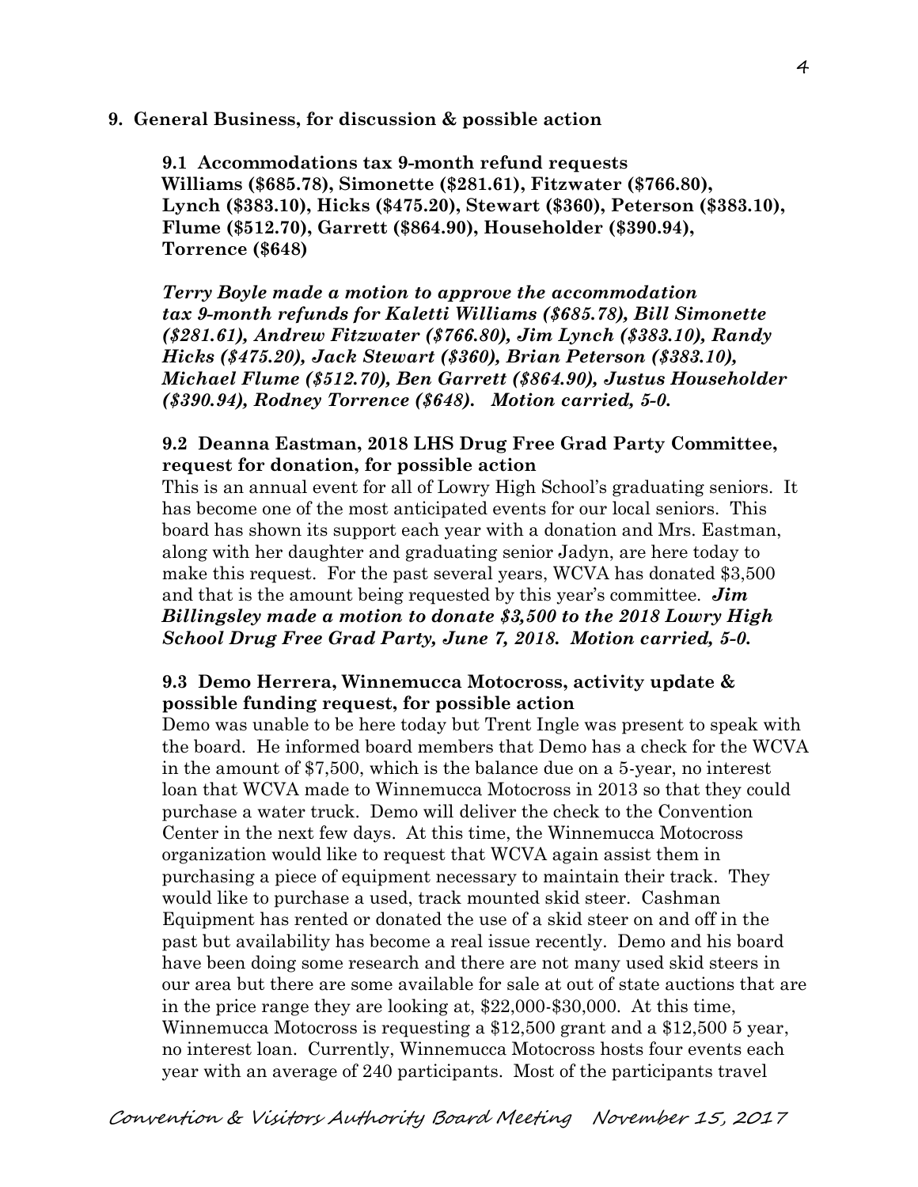**9. General Business, for discussion & possible action**

**9.1 Accommodations tax 9-month refund requests**
**Williams ($685.78), Simonette ($281.61), Fitzwater ($766.80), Lynch ($383.10), Hicks ($475.20), Stewart ($360), Peterson ($383.10), Flume ($512.70), Garrett ($864.90), Householder ($390.94), Torrence ($648)**

***Terry Boyle made a motion to approve the accommodation tax 9-month refunds for Kaletti Williams ($685.78), Bill Simonette ($281.61), Andrew Fitzwater ($766.80), Jim Lynch ($383.10), Randy Hicks ($475.20), Jack Stewart ($360), Brian Peterson ($383.10), Michael Flume ($512.70), Ben Garrett ($864.90), Justus Householder ($390.94), Rodney Torrence ($648). Motion carried, 5-0.***

**9.2 Deanna Eastman, 2018 LHS Drug Free Grad Party Committee, request for donation, for possible action**

This is an annual event for all of Lowry High School's graduating seniors. It has become one of the most anticipated events for our local seniors. This board has shown its support each year with a donation and Mrs. Eastman, along with her daughter and graduating senior Jadyn, are here today to make this request. For the past several years, WCVA has donated $3,500 and that is the amount being requested by this year's committee. ***Jim Billingsley made a motion to donate $3,500 to the 2018 Lowry High School Drug Free Grad Party, June 7, 2018. Motion carried, 5-0.***

**9.3 Demo Herrera, Winnemucca Motocross, activity update & possible funding request, for possible action**

Demo was unable to be here today but Trent Ingle was present to speak with the board. He informed board members that Demo has a check for the WCVA in the amount of $7,500, which is the balance due on a 5-year, no interest loan that WCVA made to Winnemucca Motocross in 2013 so that they could purchase a water truck. Demo will deliver the check to the Convention Center in the next few days. At this time, the Winnemucca Motocross organization would like to request that WCVA again assist them in purchasing a piece of equipment necessary to maintain their track. They would like to purchase a used, track mounted skid steer. Cashman Equipment has rented or donated the use of a skid steer on and off in the past but availability has become a real issue recently. Demo and his board have been doing some research and there are not many used skid steers in our area but there are some available for sale at out of state auctions that are in the price range they are looking at, $22,000-$30,000. At this time, Winnemucca Motocross is requesting a $12,500 grant and a $12,500 5 year, no interest loan. Currently, Winnemucca Motocross hosts four events each year with an average of 240 participants. Most of the participants travel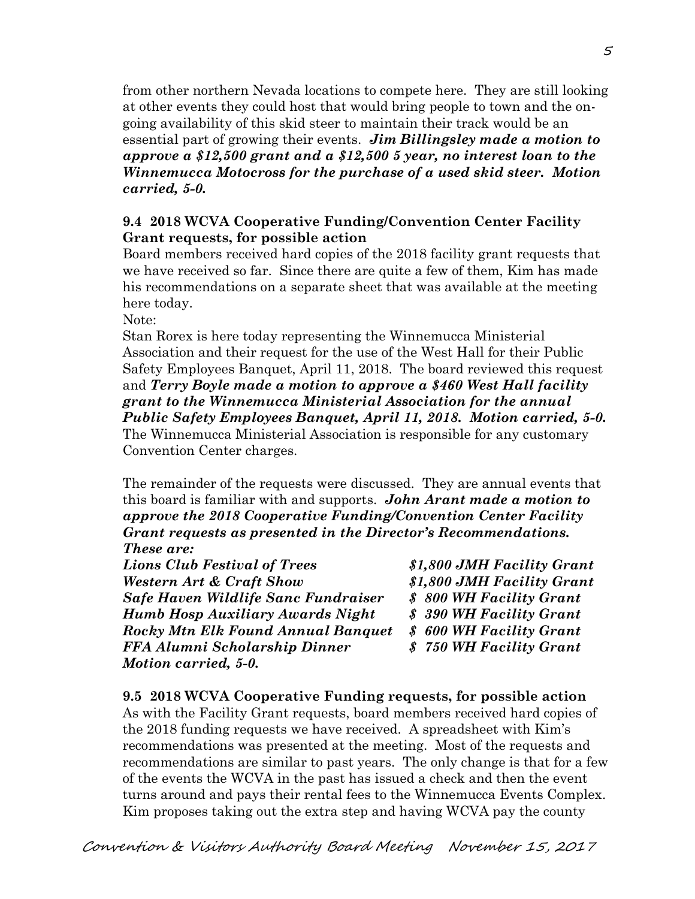from other northern Nevada locations to compete here. They are still looking at other events they could host that would bring people to town and the on-going availability of this skid steer to maintain their track would be an essential part of growing their events. ***Jim Billingsley made a motion to approve a $12,500 grant and a $12,500 5 year, no interest loan to the Winnemucca Motocross for the purchase of a used skid steer. Motion carried, 5-0.***

**9.4 2018 WCVA Cooperative Funding/Convention Center Facility Grant requests, for possible action**

Board members received hard copies of the 2018 facility grant requests that we have received so far. Since there are quite a few of them, Kim has made his recommendations on a separate sheet that was available at the meeting here today.

Note:

Stan Rorex is here today representing the Winnemucca Ministerial Association and their request for the use of the West Hall for their Public Safety Employees Banquet, April 11, 2018. The board reviewed this request and ***Terry Boyle made a motion to approve a $460 West Hall facility grant to the Winnemucca Ministerial Association for the annual Public Safety Employees Banquet, April 11, 2018. Motion carried, 5-0.*** The Winnemucca Ministerial Association is responsible for any customary Convention Center charges.

The remainder of the requests were discussed. They are annual events that this board is familiar with and supports. ***John Arant made a motion to approve the 2018 Cooperative Funding/Convention Center Facility Grant requests as presented in the Director's Recommendations. These are:***

| | |
|---|---|
| ***Lions Club Festival of Trees*** | ***$1,800 JMH Facility Grant*** |
| ***Western Art & Craft Show*** | ***$1,800 JMH Facility Grant*** |
| ***Safe Haven Wildlife Sanc Fundraiser*** | ***$ 800 WH Facility Grant*** |
| ***Humb Hosp Auxiliary Awards Night*** | ***$ 390 WH Facility Grant*** |
| ***Rocky Mtn Elk Found Annual Banquet*** | ***$ 600 WH Facility Grant*** |
| ***FFA Alumni Scholarship Dinner*** | ***$ 750 WH Facility Grant*** |

***Motion carried, 5-0.***

**9.5 2018 WCVA Cooperative Funding requests, for possible action**

As with the Facility Grant requests, board members received hard copies of the 2018 funding requests we have received. A spreadsheet with Kim's recommendations was presented at the meeting. Most of the requests and recommendations are similar to past years. The only change is that for a few of the events the WCVA in the past has issued a check and then the event turns around and pays their rental fees to the Winnemucca Events Complex. Kim proposes taking out the extra step and having WCVA pay the county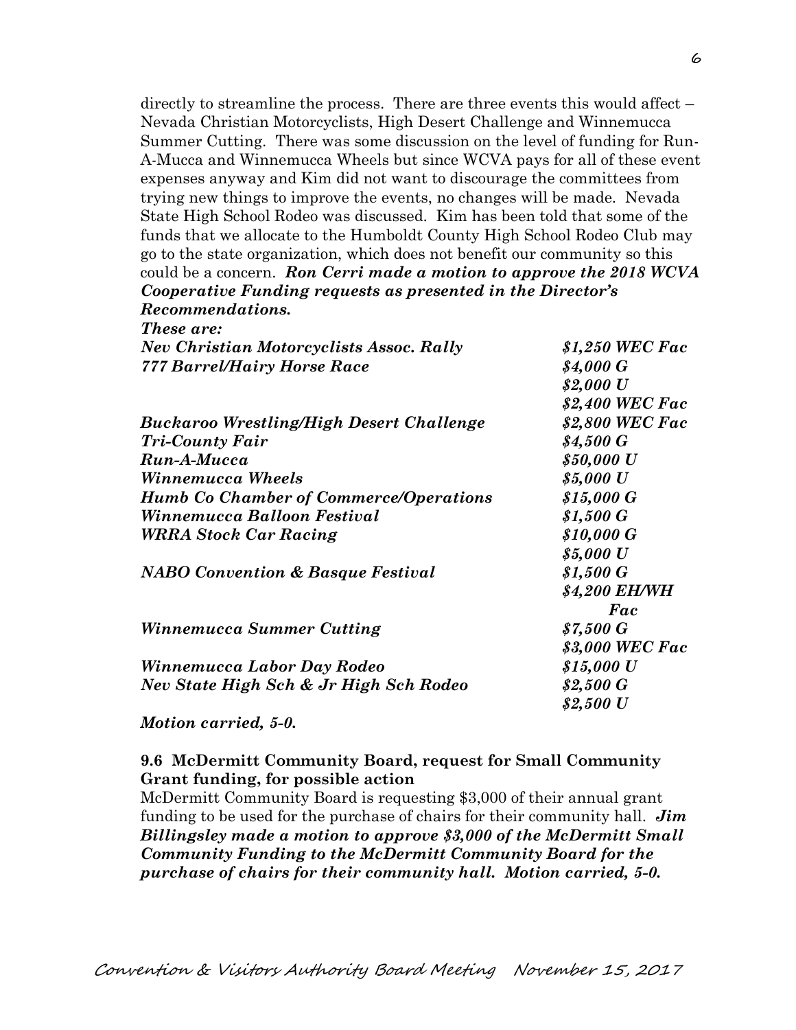directly to streamline the process. There are three events this would affect – Nevada Christian Motorcyclists, High Desert Challenge and Winnemucca Summer Cutting. There was some discussion on the level of funding for Run-A-Mucca and Winnemucca Wheels but since WCVA pays for all of these event expenses anyway and Kim did not want to discourage the committees from trying new things to improve the events, no changes will be made. Nevada State High School Rodeo was discussed. Kim has been told that some of the funds that we allocate to the Humboldt County High School Rodeo Club may go to the state organization, which does not benefit our community so this could be a concern. ***Ron Cerri made a motion to approve the 2018 WCVA Cooperative Funding requests as presented in the Director's Recommendations.***

***These are:***

| | |
|---|---|
| ***Nev Christian Motorcyclists Assoc. Rally*** | ***$1,250 WEC Fac*** |
| ***777 Barrel/Hairy Horse Race*** | ***$4,000 G*** |
| | ***$2,000 U*** |
| | ***$2,400 WEC Fac*** |
| ***Buckaroo Wrestling/High Desert Challenge*** | ***$2,800 WEC Fac*** |
| ***Tri-County Fair*** | ***$4,500 G*** |
| ***Run-A-Mucca*** | ***$50,000 U*** |
| ***Winnemucca Wheels*** | ***$5,000 U*** |
| ***Humb Co Chamber of Commerce/Operations*** | ***$15,000 G*** |
| ***Winnemucca Balloon Festival*** | ***$1,500 G*** |
| ***WRRA Stock Car Racing*** | ***$10,000 G*** |
| | ***$5,000 U*** |
| ***NABO Convention & Basque Festival*** | ***$1,500 G*** |
| | ***$4,200 EH/WH Fac*** |
| ***Winnemucca Summer Cutting*** | ***$7,500 G*** |
| | ***$3,000 WEC Fac*** |
| ***Winnemucca Labor Day Rodeo*** | ***$15,000 U*** |
| ***Nev State High Sch & Jr High Sch Rodeo*** | ***$2,500 G*** |
| | ***$2,500 U*** |

***Motion carried, 5-0.***

**9.6 McDermitt Community Board, request for Small Community Grant funding, for possible action**

McDermitt Community Board is requesting $3,000 of their annual grant funding to be used for the purchase of chairs for their community hall. ***Jim Billingsley made a motion to approve $3,000 of the McDermitt Small Community Funding to the McDermitt Community Board for the purchase of chairs for their community hall. Motion carried, 5-0.***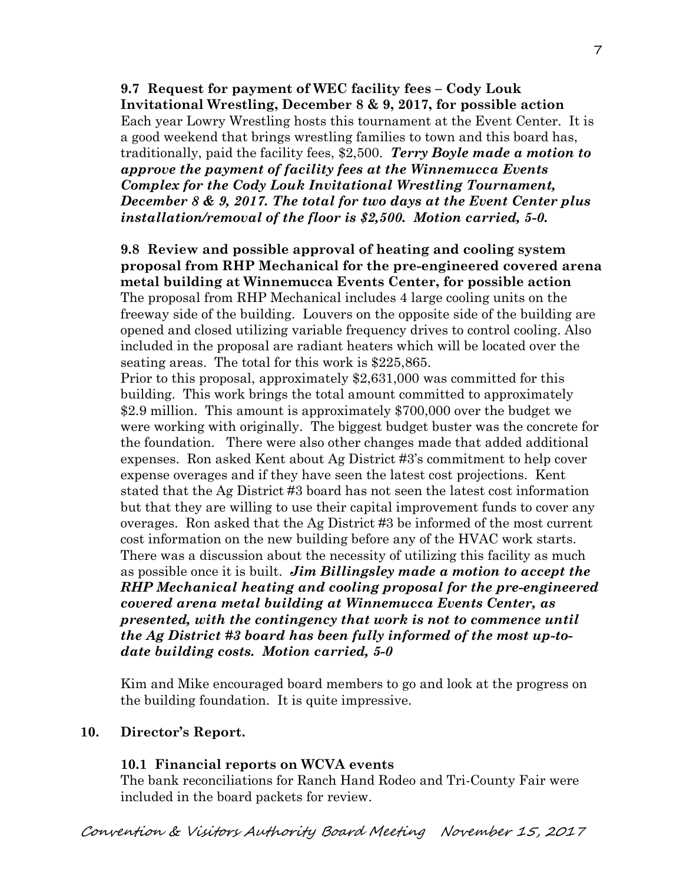**9.7 Request for payment of WEC facility fees – Cody Louk Invitational Wrestling, December 8 & 9, 2017, for possible action**

Each year Lowry Wrestling hosts this tournament at the Event Center. It is a good weekend that brings wrestling families to town and this board has, traditionally, paid the facility fees, $2,500. ***Terry Boyle made a motion to approve the payment of facility fees at the Winnemucca Events Complex for the Cody Louk Invitational Wrestling Tournament, December 8 & 9, 2017. The total for two days at the Event Center plus installation/removal of the floor is $2,500. Motion carried, 5-0.***

**9.8 Review and possible approval of heating and cooling system proposal from RHP Mechanical for the pre-engineered covered arena metal building at Winnemucca Events Center, for possible action**

The proposal from RHP Mechanical includes 4 large cooling units on the freeway side of the building. Louvers on the opposite side of the building are opened and closed utilizing variable frequency drives to control cooling. Also included in the proposal are radiant heaters which will be located over the seating areas. The total for this work is $225,865.

Prior to this proposal, approximately $2,631,000 was committed for this building. This work brings the total amount committed to approximately $2.9 million. This amount is approximately $700,000 over the budget we were working with originally. The biggest budget buster was the concrete for the foundation. There were also other changes made that added additional expenses. Ron asked Kent about Ag District #3's commitment to help cover expense overages and if they have seen the latest cost projections. Kent stated that the Ag District #3 board has not seen the latest cost information but that they are willing to use their capital improvement funds to cover any overages. Ron asked that the Ag District #3 be informed of the most current cost information on the new building before any of the HVAC work starts. There was a discussion about the necessity of utilizing this facility as much as possible once it is built. ***Jim Billingsley made a motion to accept the RHP Mechanical heating and cooling proposal for the pre-engineered covered arena metal building at Winnemucca Events Center, as presented, with the contingency that work is not to commence until the Ag District #3 board has been fully informed of the most up-to-date building costs. Motion carried, 5-0***

Kim and Mike encouraged board members to go and look at the progress on the building foundation. It is quite impressive.

**10. Director's Report.**

**10.1 Financial reports on WCVA events**

The bank reconciliations for Ranch Hand Rodeo and Tri-County Fair were included in the board packets for review.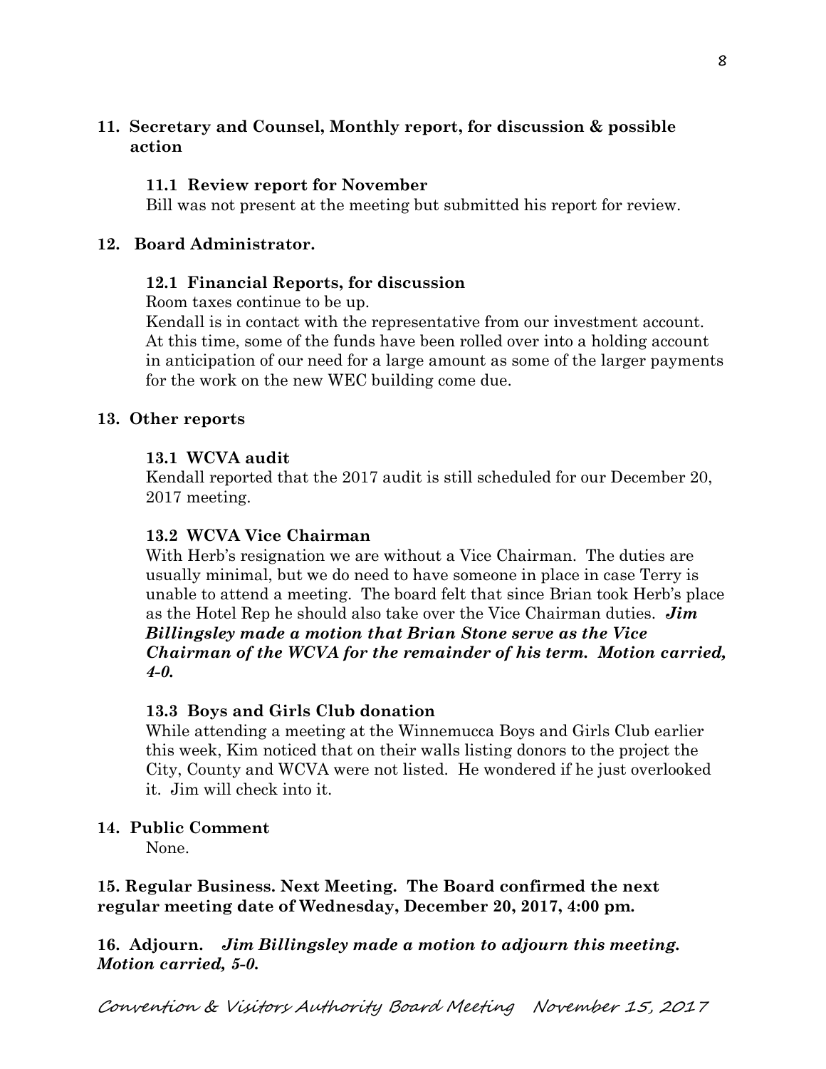**11. Secretary and Counsel, Monthly report, for discussion & possible action**

**11.1 Review report for November**

Bill was not present at the meeting but submitted his report for review.

**12. Board Administrator.**

**12.1 Financial Reports, for discussion**

Room taxes continue to be up.

Kendall is in contact with the representative from our investment account. At this time, some of the funds have been rolled over into a holding account in anticipation of our need for a large amount as some of the larger payments for the work on the new WEC building come due.

**13. Other reports**

**13.1 WCVA audit**

Kendall reported that the 2017 audit is still scheduled for our December 20, 2017 meeting.

**13.2 WCVA Vice Chairman**

With Herb's resignation we are without a Vice Chairman. The duties are usually minimal, but we do need to have someone in place in case Terry is unable to attend a meeting. The board felt that since Brian took Herb's place as the Hotel Rep he should also take over the Vice Chairman duties. ***Jim Billingsley made a motion that Brian Stone serve as the Vice Chairman of the WCVA for the remainder of his term. Motion carried, 4-0.***

**13.3 Boys and Girls Club donation**

While attending a meeting at the Winnemucca Boys and Girls Club earlier this week, Kim noticed that on their walls listing donors to the project the City, County and WCVA were not listed. He wondered if he just overlooked it. Jim will check into it.

**14. Public Comment**

None.

**15. Regular Business. Next Meeting. The Board confirmed the next regular meeting date of Wednesday, December 20, 2017, 4:00 pm.**

**16. Adjourn.** ***Jim Billingsley made a motion to adjourn this meeting. Motion carried, 5-0.***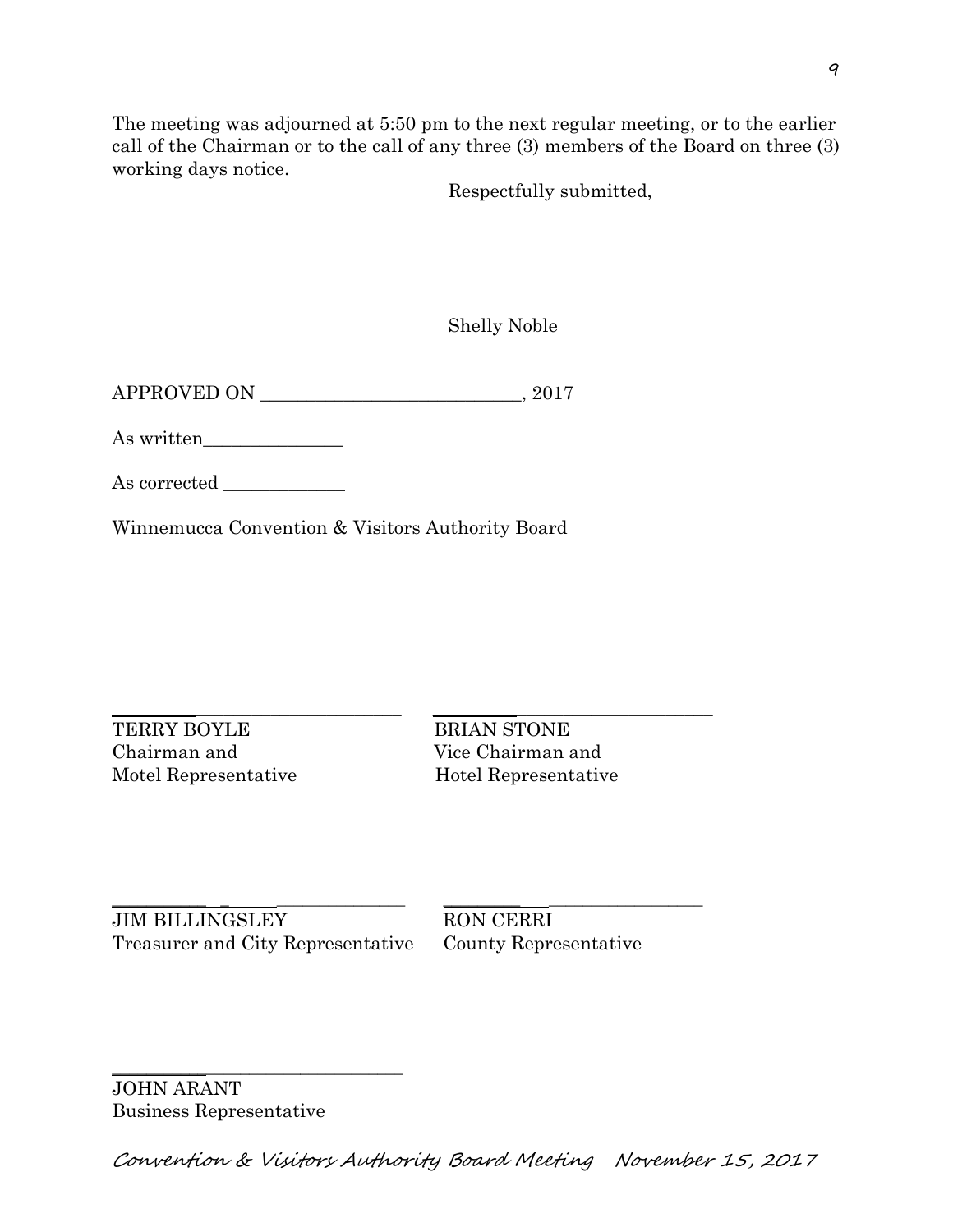The meeting was adjourned at 5:50 pm to the next regular meeting, or to the earlier call of the Chairman or to the call of any three (3) members of the Board on three (3) working days notice.

Respectfully submitted,

Shelly Noble

APPROVED ON ____________________________, 2017

As written_______________

As corrected _____________

Winnemucca Convention & Visitors Authority Board

_______________________________
TERRY BOYLE
Chairman and
Motel Representative

_______________________________
BRIAN STONE
Vice Chairman and
Hotel Representative

_______________________________
JIM BILLINGSLEY
Treasurer and City Representative

_______________________________
RON CERRI
County Representative

_______________________________
JOHN ARANT
Business Representative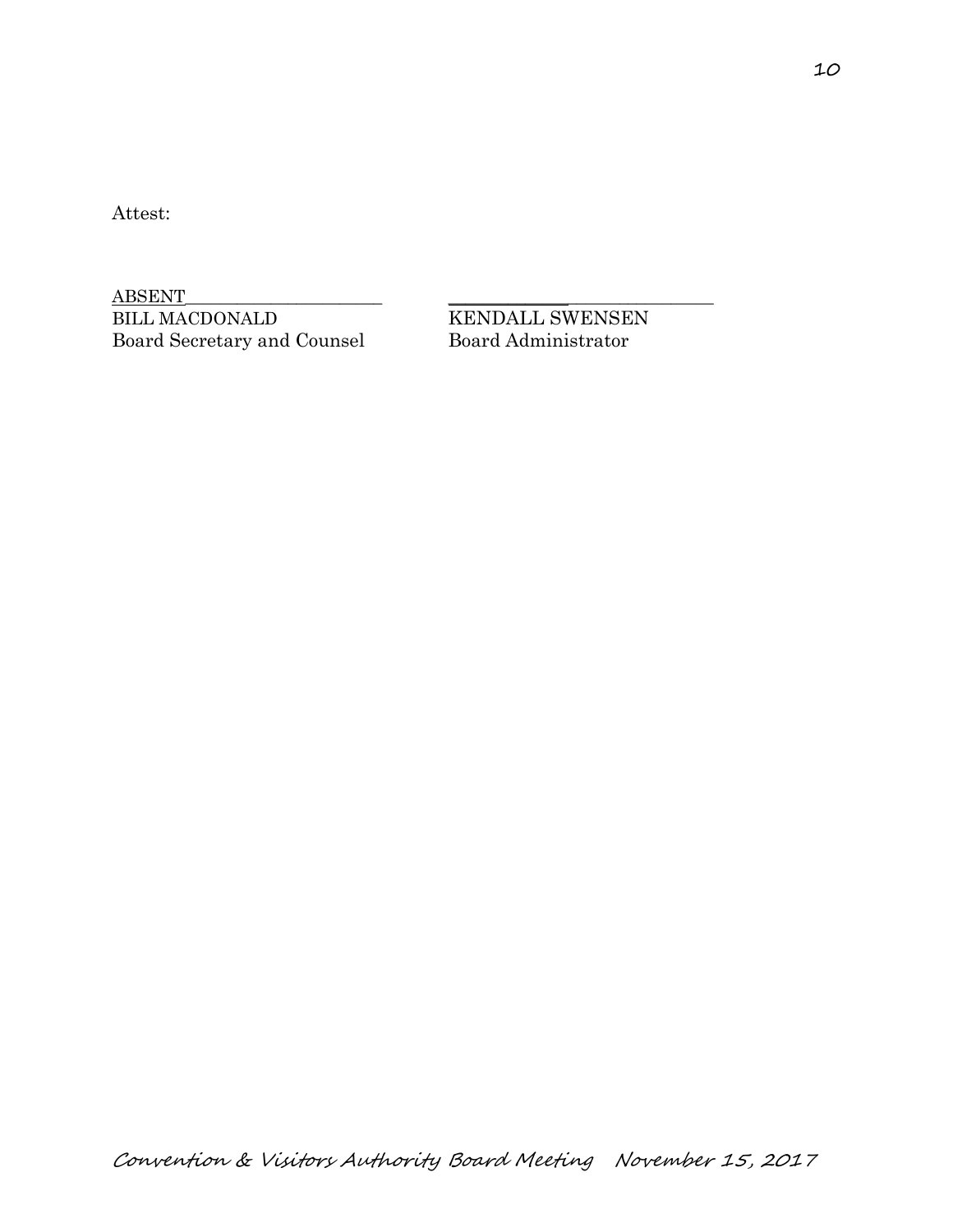Attest:

ABSENT______________________ ______________________________

BILL MACDONALD — Board Secretary and Counsel

KENDALL SWENSEN — Board Administrator